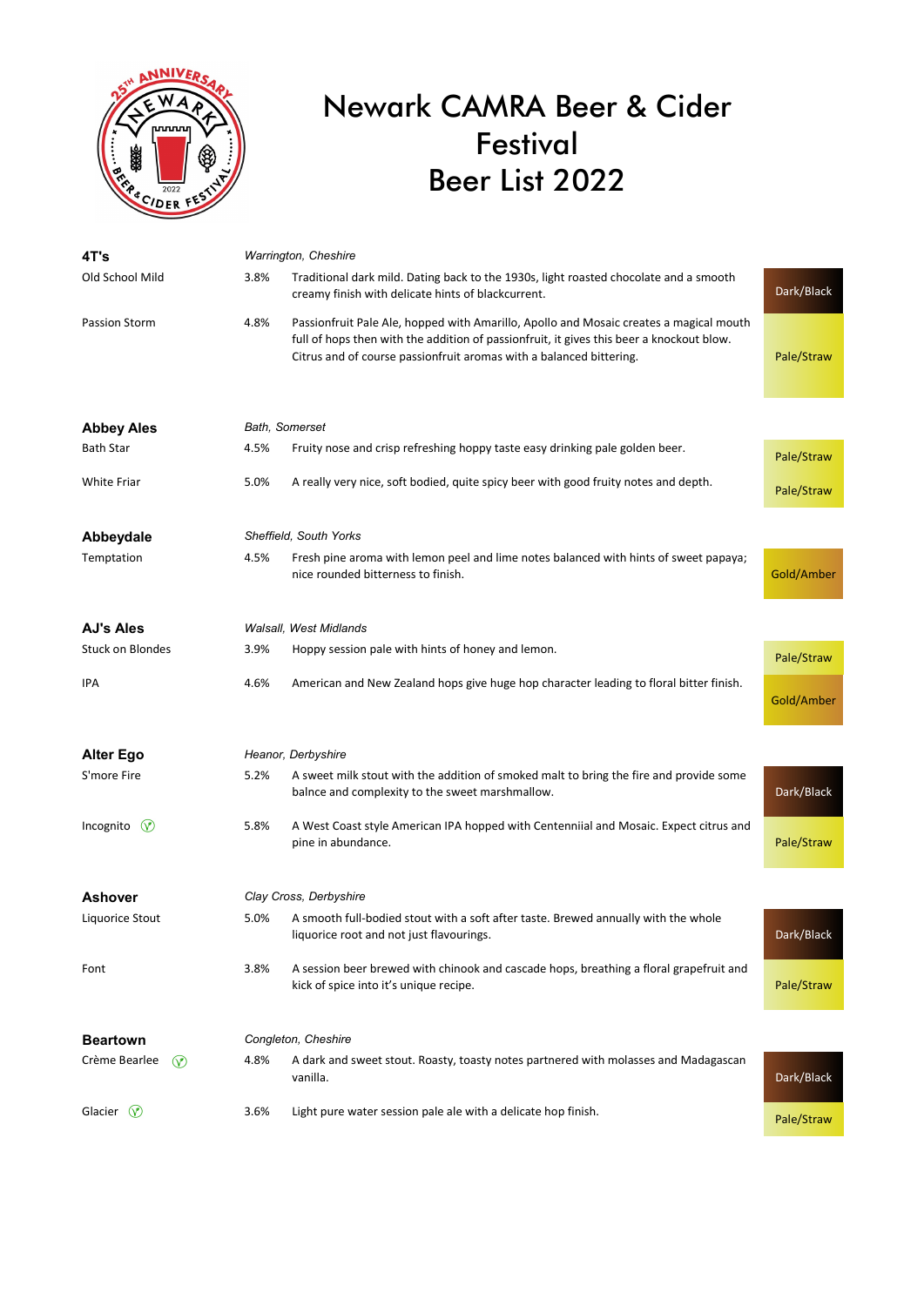# Newark CAMRA Beer & Cider Festival Beer List 2022

## 4T's

*Warrington, Cheshire*

| Beer | ABV | Description | Colour |
|---|---|---|---|
| Old School Mild | 3.8% | Traditional dark mild. Dating back to the 1930s, light roasted chocolate and a smooth creamy finish with delicate hints of blackcurrent. | Dark/Black |
| Passion Storm | 4.8% | Passionfruit Pale Ale, hopped with Amarillo, Apollo and Mosaic creates a magical mouth full of hops then with the addition of passionfruit, it gives this beer a knockout blow. Citrus and of course passionfruit aromas with a balanced bittering. | Pale/Straw |

## Abbey Ales

*Bath, Somerset*

| Beer | ABV | Description | Colour |
|---|---|---|---|
| Bath Star | 4.5% | Fruity nose and crisp refreshing hoppy taste easy drinking pale golden beer. | Pale/Straw |
| White Friar | 5.0% | A really very nice, soft bodied, quite spicy beer with good fruity notes and depth. | Pale/Straw |

## Abbeydale

*Sheffield, South Yorks*

| Beer | ABV | Description | Colour |
|---|---|---|---|
| Temptation | 4.5% | Fresh pine aroma with lemon peel and lime notes balanced with hints of sweet papaya; nice rounded bitterness to finish. | Gold/Amber |

## AJ's Ales

*Walsall, West Midlands*

| Beer | ABV | Description | Colour |
|---|---|---|---|
| Stuck on Blondes | 3.9% | Hoppy session pale with hints of honey and lemon. | Pale/Straw |
| IPA | 4.6% | American and New Zealand hops give huge hop character leading to floral bitter finish. | Gold/Amber |

## Alter Ego

*Heanor, Derbyshire*

| Beer | ABV | Description | Colour |
|---|---|---|---|
| S'more Fire | 5.2% | A sweet milk stout with the addition of smoked malt to bring the fire and provide some balnce and complexity to the sweet marshmallow. | Dark/Black |
| Incognito (V) | 5.8% | A West Coast style American IPA hopped with Centenniial and Mosaic. Expect citrus and pine in abundance. | Pale/Straw |

## Ashover

*Clay Cross, Derbyshire*

| Beer | ABV | Description | Colour |
|---|---|---|---|
| Liquorice Stout | 5.0% | A smooth full-bodied stout with a soft after taste. Brewed annually with the whole liquorice root and not just flavourings. | Dark/Black |
| Font | 3.8% | A session beer brewed with chinook and cascade hops, breathing a floral grapefruit and kick of spice into it's unique recipe. | Pale/Straw |

## Beartown

*Congleton, Cheshire*

| Beer | ABV | Description | Colour |
|---|---|---|---|
| Crème Bearlee (V) | 4.8% | A dark and sweet stout. Roasty, toasty notes partnered with molasses and Madagascan vanilla. | Dark/Black |
| Glacier (V) | 3.6% | Light pure water session pale ale with a delicate hop finish. | Pale/Straw |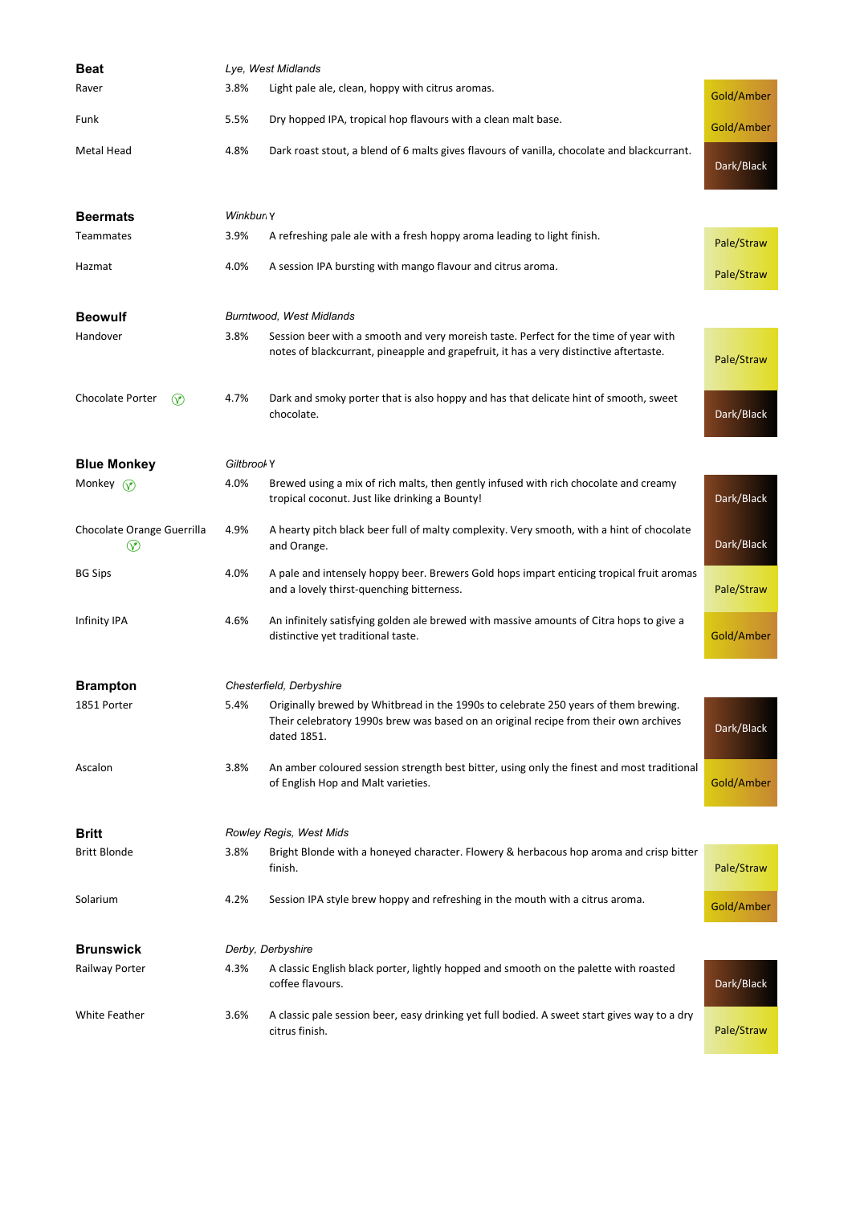| | | | |
|---|---|---|---|
| **Beat** | *Lye, West Midlands* | | |
| Raver | 3.8% | Light pale ale, clean, hoppy with citrus aromas. | Gold/Amber |
| Funk | 5.5% | Dry hopped IPA, tropical hop flavours with a clean malt base. | Gold/Amber |
| Metal Head | 4.8% | Dark roast stout, a blend of 6 malts gives flavours of vanilla, chocolate and blackcurrant. | Dark/Black |
| **Beermats** | *Winkburn Y* | | |
| Teammates | 3.9% | A refreshing pale ale with a fresh hoppy aroma leading to light finish. | Pale/Straw |
| Hazmat | 4.0% | A session IPA bursting with mango flavour and citrus aroma. | Pale/Straw |
| **Beowulf** | *Burntwood, West Midlands* | | |
| Handover | 3.8% | Session beer with a smooth and very moreish taste. Perfect for the time of year with notes of blackcurrant, pineapple and grapefruit, it has a very distinctive aftertaste. | Pale/Straw |
| Chocolate Porter Ⓥ | 4.7% | Dark and smoky porter that is also hoppy and has that delicate hint of smooth, sweet chocolate. | Dark/Black |
| **Blue Monkey** | *Giltbrook Y* | | |
| Monkey Ⓥ | 4.0% | Brewed using a mix of rich malts, then gently infused with rich chocolate and creamy tropical coconut. Just like drinking a Bounty! | Dark/Black |
| Chocolate Orange Guerrilla Ⓥ | 4.9% | A hearty pitch black beer full of malty complexity. Very smooth, with a hint of chocolate and Orange. | Dark/Black |
| BG Sips | 4.0% | A pale and intensely hoppy beer. Brewers Gold hops impart enticing tropical fruit aromas and a lovely thirst-quenching bitterness. | Pale/Straw |
| Infinity IPA | 4.6% | An infinitely satisfying golden ale brewed with massive amounts of Citra hops to give a distinctive yet traditional taste. | Gold/Amber |
| **Brampton** | *Chesterfield, Derbyshire* | | |
| 1851 Porter | 5.4% | Originally brewed by Whitbread in the 1990s to celebrate 250 years of them brewing. Their celebratory 1990s brew was based on an original recipe from their own archives dated 1851. | Dark/Black |
| Ascalon | 3.8% | An amber coloured session strength best bitter, using only the finest and most traditional of English Hop and Malt varieties. | Gold/Amber |
| **Britt** | *Rowley Regis, West Mids* | | |
| Britt Blonde | 3.8% | Bright Blonde with a honeyed character. Flowery & herbacous hop aroma and crisp bitter finish. | Pale/Straw |
| Solarium | 4.2% | Session IPA style brew hoppy and refreshing in the mouth with a citrus aroma. | Gold/Amber |
| **Brunswick** | *Derby, Derbyshire* | | |
| Railway Porter | 4.3% | A classic English black porter, lightly hopped and smooth on the palette with roasted coffee flavours. | Dark/Black |
| White Feather | 3.6% | A classic pale session beer, easy drinking yet full bodied. A sweet start gives way to a dry citrus finish. | Pale/Straw |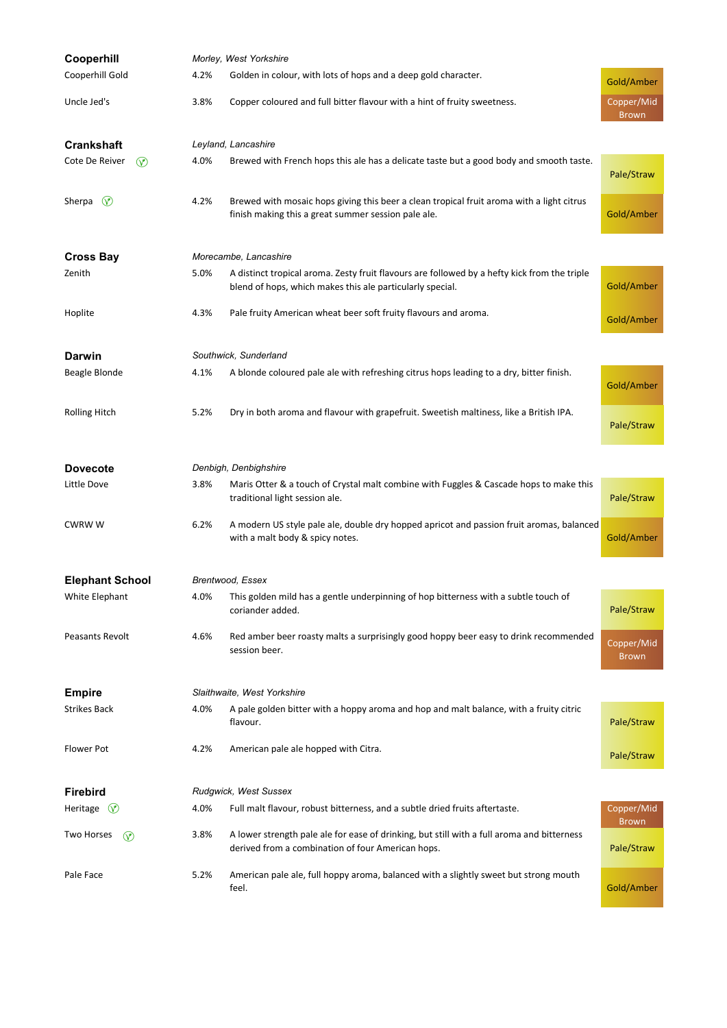## Cooperhill

*Morley, West Yorkshire*

| Beer | ABV | Description | Colour |
|---|---|---|---|
| Cooperhill Gold | 4.2% | Golden in colour, with lots of hops and a deep gold character. | Gold/Amber |
| Uncle Jed's | 3.8% | Copper coloured and full bitter flavour with a hint of fruity sweetness. | Copper/Mid Brown |

## Crankshaft

*Leyland, Lancashire*

| Beer | ABV | Description | Colour |
|---|---|---|---|
| Cote De Reiver (V) | 4.0% | Brewed with French hops this ale has a delicate taste but a good body and smooth taste. | Pale/Straw |
| Sherpa (V) | 4.2% | Brewed with mosaic hops giving this beer a clean tropical fruit aroma with a light citrus finish making this a great summer session pale ale. | Gold/Amber |

## Cross Bay

*Morecambe, Lancashire*

| Beer | ABV | Description | Colour |
|---|---|---|---|
| Zenith | 5.0% | A distinct tropical aroma. Zesty fruit flavours are followed by a hefty kick from the triple blend of hops, which makes this ale particularly special. | Gold/Amber |
| Hoplite | 4.3% | Pale fruity American wheat beer soft fruity flavours and aroma. | Gold/Amber |

## Darwin

*Southwick, Sunderland*

| Beer | ABV | Description | Colour |
|---|---|---|---|
| Beagle Blonde | 4.1% | A blonde coloured pale ale with refreshing citrus hops leading to a dry, bitter finish. | Gold/Amber |
| Rolling Hitch | 5.2% | Dry in both aroma and flavour with grapefruit. Sweetish maltiness, like a British IPA. | Pale/Straw |

## Dovecote

*Denbigh, Denbighshire*

| Beer | ABV | Description | Colour |
|---|---|---|---|
| Little Dove | 3.8% | Maris Otter & a touch of Crystal malt combine with Fuggles & Cascade hops to make this traditional light session ale. | Pale/Straw |
| CWRW W | 6.2% | A modern US style pale ale, double dry hopped apricot and passion fruit aromas, balanced with a malt body & spicy notes. | Gold/Amber |

## Elephant School

*Brentwood, Essex*

| Beer | ABV | Description | Colour |
|---|---|---|---|
| White Elephant | 4.0% | This golden mild has a gentle underpinning of hop bitterness with a subtle touch of coriander added. | Pale/Straw |
| Peasants Revolt | 4.6% | Red amber beer roasty malts a surprisingly good hoppy beer easy to drink recommended session beer. | Copper/Mid Brown |

## Empire

*Slaithwaite, West Yorkshire*

| Beer | ABV | Description | Colour |
|---|---|---|---|
| Strikes Back | 4.0% | A pale golden bitter with a hoppy aroma and hop and malt balance, with a fruity citric flavour. | Pale/Straw |
| Flower Pot | 4.2% | American pale ale hopped with Citra. | Pale/Straw |

## Firebird

*Rudgwick, West Sussex*

| Beer | ABV | Description | Colour |
|---|---|---|---|
| Heritage (V) | 4.0% | Full malt flavour, robust bitterness, and a subtle dried fruits aftertaste. | Copper/Mid Brown |
| Two Horses (V) | 3.8% | A lower strength pale ale for ease of drinking, but still with a full aroma and bitterness derived from a combination of four American hops. | Pale/Straw |
| Pale Face | 5.2% | American pale ale, full hoppy aroma, balanced with a slightly sweet but strong mouth feel. | Gold/Amber |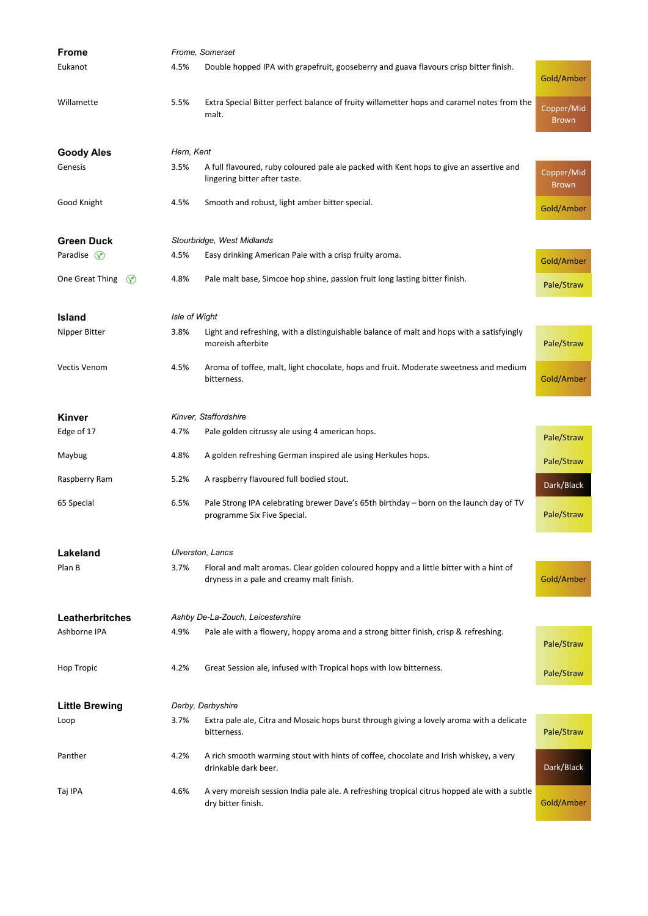## Frome

*Frome, Somerset*

| Beer | ABV | Description | Colour |
|---|---|---|---|
| Eukanot | 4.5% | Double hopped IPA with grapefruit, gooseberry and guava flavours crisp bitter finish. | Gold/Amber |
| Willamette | 5.5% | Extra Special Bitter perfect balance of fruity willametter hops and caramel notes from the malt. | Copper/Mid Brown |

## Goody Ales

*Hern, Kent*

| Beer | ABV | Description | Colour |
|---|---|---|---|
| Genesis | 3.5% | A full flavoured, ruby coloured pale ale packed with Kent hops to give an assertive and lingering bitter after taste. | Copper/Mid Brown |
| Good Knight | 4.5% | Smooth and robust, light amber bitter special. | Gold/Amber |

## Green Duck

*Stourbridge, West Midlands*

| Beer | ABV | Description | Colour |
|---|---|---|---|
| Paradise (V) | 4.5% | Easy drinking American Pale with a crisp fruity aroma. | Gold/Amber |
| One Great Thing (V) | 4.8% | Pale malt base, Simcoe hop shine, passion fruit long lasting bitter finish. | Pale/Straw |

## Island

*Isle of Wight*

| Beer | ABV | Description | Colour |
|---|---|---|---|
| Nipper Bitter | 3.8% | Light and refreshing, with a distinguishable balance of malt and hops with a satisfyingly moreish afterbite | Pale/Straw |
| Vectis Venom | 4.5% | Aroma of toffee, malt, light chocolate, hops and fruit. Moderate sweetness and medium bitterness. | Gold/Amber |

## Kinver

*Kinver, Staffordshire*

| Beer | ABV | Description | Colour |
|---|---|---|---|
| Edge of 17 | 4.7% | Pale golden citrussy ale using 4 american hops. | Pale/Straw |
| Maybug | 4.8% | A golden refreshing German inspired ale using Herkules hops. | Pale/Straw |
| Raspberry Ram | 5.2% | A raspberry flavoured full bodied stout. | Dark/Black |
| 65 Special | 6.5% | Pale Strong IPA celebrating brewer Dave's 65th birthday – born on the launch day of TV programme Six Five Special. | Pale/Straw |

## Lakeland

*Ulverston, Lancs*

| Beer | ABV | Description | Colour |
|---|---|---|---|
| Plan B | 3.7% | Floral and malt aromas. Clear golden coloured hoppy and a little bitter with a hint of dryness in a pale and creamy malt finish. | Gold/Amber |

## Leatherbritches

*Ashby De-La-Zouch, Leicestershire*

| Beer | ABV | Description | Colour |
|---|---|---|---|
| Ashborne IPA | 4.9% | Pale ale with a flowery, hoppy aroma and a strong bitter finish, crisp & refreshing. | Pale/Straw |
| Hop Tropic | 4.2% | Great Session ale, infused with Tropical hops with low bitterness. | Pale/Straw |

## Little Brewing

*Derby, Derbyshire*

| Beer | ABV | Description | Colour |
|---|---|---|---|
| Loop | 3.7% | Extra pale ale, Citra and Mosaic hops burst through giving a lovely aroma with a delicate bitterness. | Pale/Straw |
| Panther | 4.2% | A rich smooth warming stout with hints of coffee, chocolate and Irish whiskey, a very drinkable dark beer. | Dark/Black |
| Taj IPA | 4.6% | A very moreish session India pale ale. A refreshing tropical citrus hopped ale with a subtle dry bitter finish. | Gold/Amber |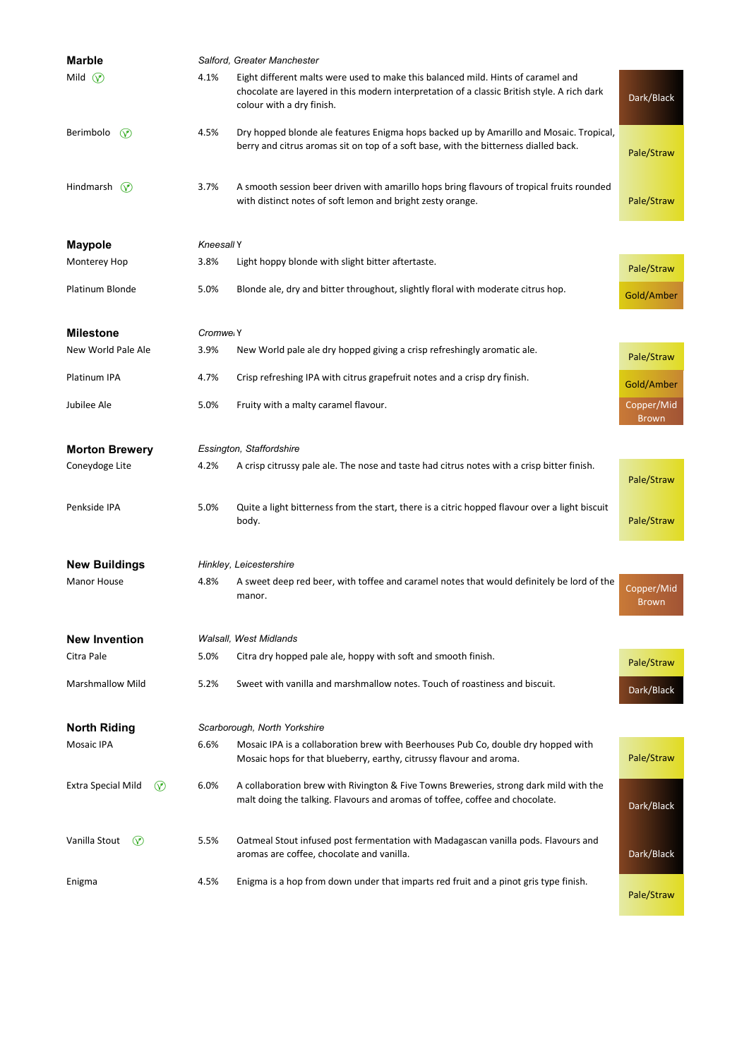## Marble
*Salford, Greater Manchester*

| Beer | ABV | Description | Colour |
|---|---|---|---|
| Mild (V) | 4.1% | Eight different malts were used to make this balanced mild. Hints of caramel and chocolate are layered in this modern interpretation of a classic British style. A rich dark colour with a dry finish. | Dark/Black |
| Berimbolo (V) | 4.5% | Dry hopped blonde ale features Enigma hops backed up by Amarillo and Mosaic. Tropical, berry and citrus aromas sit on top of a soft base, with the bitterness dialled back. | Pale/Straw |
| Hindmarsh (V) | 3.7% | A smooth session beer driven with amarillo hops bring flavours of tropical fruits rounded with distinct notes of soft lemon and bright zesty orange. | Pale/Straw |

## Maypole
*Kneesall Y*

| Beer | ABV | Description | Colour |
|---|---|---|---|
| Monterey Hop | 3.8% | Light hoppy blonde with slight bitter aftertaste. | Pale/Straw |
| Platinum Blonde | 5.0% | Blonde ale, dry and bitter throughout, slightly floral with moderate citrus hop. | Gold/Amber |

## Milestone
*Cromwe Y*

| Beer | ABV | Description | Colour |
|---|---|---|---|
| New World Pale Ale | 3.9% | New World pale ale dry hopped giving a crisp refreshingly aromatic ale. | Pale/Straw |
| Platinum IPA | 4.7% | Crisp refreshing IPA with citrus grapefruit notes and a crisp dry finish. | Gold/Amber |
| Jubilee Ale | 5.0% | Fruity with a malty caramel flavour. | Copper/Mid Brown |

## Morton Brewery
*Essington, Staffordshire*

| Beer | ABV | Description | Colour |
|---|---|---|---|
| Coneydoge Lite | 4.2% | A crisp citrussy pale ale. The nose and taste had citrus notes with a crisp bitter finish. | Pale/Straw |
| Penkside IPA | 5.0% | Quite a light bitterness from the start, there is a citric hopped flavour over a light biscuit body. | Pale/Straw |

## New Buildings
*Hinkley, Leicestershire*

| Beer | ABV | Description | Colour |
|---|---|---|---|
| Manor House | 4.8% | A sweet deep red beer, with toffee and caramel notes that would definitely be lord of the manor. | Copper/Mid Brown |

## New Invention
*Walsall, West Midlands*

| Beer | ABV | Description | Colour |
|---|---|---|---|
| Citra Pale | 5.0% | Citra dry hopped pale ale, hoppy with soft and smooth finish. | Pale/Straw |
| Marshmallow Mild | 5.2% | Sweet with vanilla and marshmallow notes. Touch of roastiness and biscuit. | Dark/Black |

## North Riding
*Scarborough, North Yorkshire*

| Beer | ABV | Description | Colour |
|---|---|---|---|
| Mosaic IPA | 6.6% | Mosaic IPA is a collaboration brew with Beerhouses Pub Co, double dry hopped with Mosaic hops for that blueberry, earthy, citrussy flavour and aroma. | Pale/Straw |
| Extra Special Mild (V) | 6.0% | A collaboration brew with Rivington & Five Towns Breweries, strong dark mild with the malt doing the talking. Flavours and aromas of toffee, coffee and chocolate. | Dark/Black |
| Vanilla Stout (V) | 5.5% | Oatmeal Stout infused post fermentation with Madagascan vanilla pods. Flavours and aromas are coffee, chocolate and vanilla. | Dark/Black |
| Enigma | 4.5% | Enigma is a hop from down under that imparts red fruit and a pinot gris type finish. | Pale/Straw |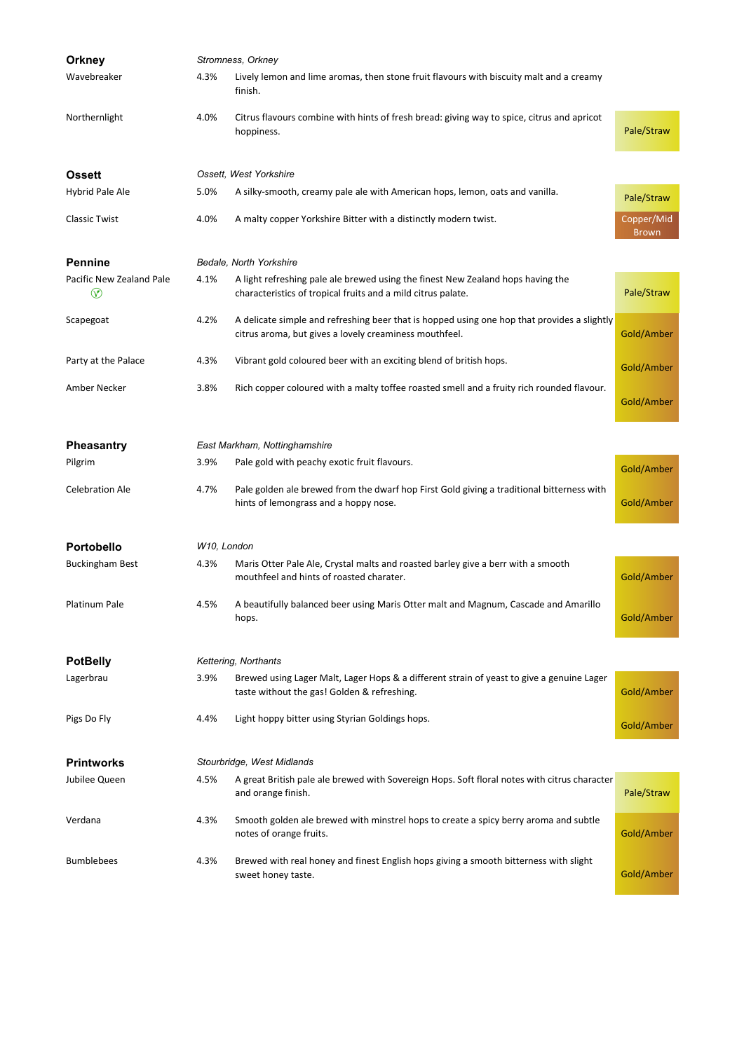| Brewery / Beer | ABV | Description | Colour |
|---|---|---|---|
| **Orkney** | | *Stromness, Orkney* | |
| Wavebreaker | 4.3% | Lively lemon and lime aromas, then stone fruit flavours with biscuity malt and a creamy finish. | |
| Northernlight | 4.0% | Citrus flavours combine with hints of fresh bread: giving way to spice, citrus and apricot hoppiness. | Pale/Straw |
| **Ossett** | | *Ossett, West Yorkshire* | |
| Hybrid Pale Ale | 5.0% | A silky-smooth, creamy pale ale with American hops, lemon, oats and vanilla. | Pale/Straw |
| Classic Twist | 4.0% | A malty copper Yorkshire Bitter with a distinctly modern twist. | Copper/Mid Brown |
| **Pennine** | | *Bedale, North Yorkshire* | |
| Pacific New Zealand Pale (V) | 4.1% | A light refreshing pale ale brewed using the finest New Zealand hops having the characteristics of tropical fruits and a mild citrus palate. | Pale/Straw |
| Scapegoat | 4.2% | A delicate simple and refreshing beer that is hopped using one hop that provides a slightly citrus aroma, but gives a lovely creaminess mouthfeel. | Gold/Amber |
| Party at the Palace | 4.3% | Vibrant gold coloured beer with an exciting blend of british hops. | Gold/Amber |
| Amber Necker | 3.8% | Rich copper coloured with a malty toffee roasted smell and a fruity rich rounded flavour. | Gold/Amber |
| **Pheasantry** | | *East Markham, Nottinghamshire* | |
| Pilgrim | 3.9% | Pale gold with peachy exotic fruit flavours. | Gold/Amber |
| Celebration Ale | 4.7% | Pale golden ale brewed from the dwarf hop First Gold giving a traditional bitterness with hints of lemongrass and a hoppy nose. | Gold/Amber |
| **Portobello** | | *W10, London* | |
| Buckingham Best | 4.3% | Maris Otter Pale Ale, Crystal malts and roasted barley give a berr with a smooth mouthfeel and hints of roasted charater. | Gold/Amber |
| Platinum Pale | 4.5% | A beautifully balanced beer using Maris Otter malt and Magnum, Cascade and Amarillo hops. | Gold/Amber |
| **PotBelly** | | *Kettering, Northants* | |
| Lagerbrau | 3.9% | Brewed using Lager Malt, Lager Hops & a different strain of yeast to give a genuine Lager taste without the gas! Golden & refreshing. | Gold/Amber |
| Pigs Do Fly | 4.4% | Light hoppy bitter using Styrian Goldings hops. | Gold/Amber |
| **Printworks** | | *Stourbridge, West Midlands* | |
| Jubilee Queen | 4.5% | A great British pale ale brewed with Sovereign Hops. Soft floral notes with citrus character and orange finish. | Pale/Straw |
| Verdana | 4.3% | Smooth golden ale brewed with minstrel hops to create a spicy berry aroma and subtle notes of orange fruits. | Gold/Amber |
| Bumblebees | 4.3% | Brewed with real honey and finest English hops giving a smooth bitterness with slight sweet honey taste. | Gold/Amber |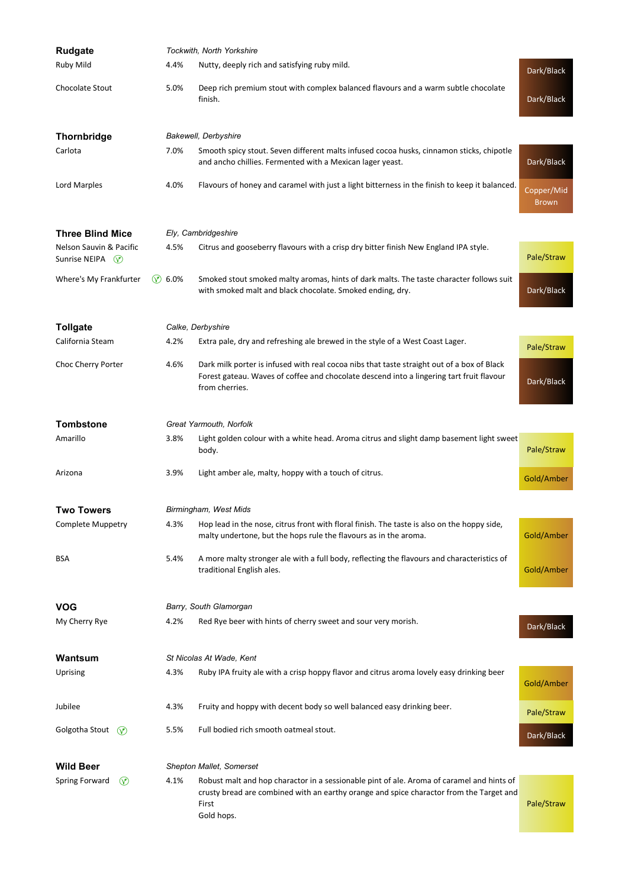## Rudgate

*Tockwith, North Yorkshire*

| | | | |
|---|---|---|---|
| Ruby Mild | 4.4% | Nutty, deeply rich and satisfying ruby mild. | Dark/Black |
| Chocolate Stout | 5.0% | Deep rich premium stout with complex balanced flavours and a warm subtle chocolate finish. | Dark/Black |

## Thornbridge

*Bakewell, Derbyshire*

| | | | |
|---|---|---|---|
| Carlota | 7.0% | Smooth spicy stout. Seven different malts infused cocoa husks, cinnamon sticks, chipotle and ancho chillies. Fermented with a Mexican lager yeast. | Dark/Black |
| Lord Marples | 4.0% | Flavours of honey and caramel with just a light bitterness in the finish to keep it balanced. | Copper/Mid Brown |

## Three Blind Mice

*Ely, Cambridgeshire*

| | | | |
|---|---|---|---|
| Nelson Sauvin & Pacific Sunrise NEIPA (V) | 4.5% | Citrus and gooseberry flavours with a crisp dry bitter finish New England IPA style. | Pale/Straw |
| Where's My Frankfurter (V) | 6.0% | Smoked stout smoked malty aromas, hints of dark malts. The taste character follows suit with smoked malt and black chocolate. Smoked ending, dry. | Dark/Black |

## Tollgate

*Calke, Derbyshire*

| | | | |
|---|---|---|---|
| California Steam | 4.2% | Extra pale, dry and refreshing ale brewed in the style of a West Coast Lager. | Pale/Straw |
| Choc Cherry Porter | 4.6% | Dark milk porter is infused with real cocoa nibs that taste straight out of a box of Black Forest gateau. Waves of coffee and chocolate descend into a lingering tart fruit flavour from cherries. | Dark/Black |

## Tombstone

*Great Yarmouth, Norfolk*

| | | | |
|---|---|---|---|
| Amarillo | 3.8% | Light golden colour with a white head. Aroma citrus and slight damp basement light sweet body. | Pale/Straw |
| Arizona | 3.9% | Light amber ale, malty, hoppy with a touch of citrus. | Gold/Amber |

## Two Towers

*Birmingham, West Mids*

| | | | |
|---|---|---|---|
| Complete Muppetry | 4.3% | Hop lead in the nose, citrus front with floral finish. The taste is also on the hoppy side, malty undertone, but the hops rule the flavours as in the aroma. | Gold/Amber |
| BSA | 5.4% | A more malty stronger ale with a full body, reflecting the flavours and characteristics of traditional English ales. | Gold/Amber |

## VOG

*Barry, South Glamorgan*

| | | | |
|---|---|---|---|
| My Cherry Rye | 4.2% | Red Rye beer with hints of cherry sweet and sour very morish. | Dark/Black |

## Wantsum

*St Nicolas At Wade, Kent*

| | | | |
|---|---|---|---|
| Uprising | 4.3% | Ruby IPA fruity ale with a crisp hoppy flavor and citrus aroma lovely easy drinking beer | Gold/Amber |
| Jubilee | 4.3% | Fruity and hoppy with decent body so well balanced easy drinking beer. | Pale/Straw |
| Golgotha Stout (V) | 5.5% | Full bodied rich smooth oatmeal stout. | Dark/Black |

## Wild Beer

*Shepton Mallet, Somerset*

| | | | |
|---|---|---|---|
| Spring Forward (V) | 4.1% | Robust malt and hop charactor in a sessionable pint of ale. Aroma of caramel and hints of crusty bread are combined with an earthy orange and spice charactor from the Target and First Gold hops. | Pale/Straw |